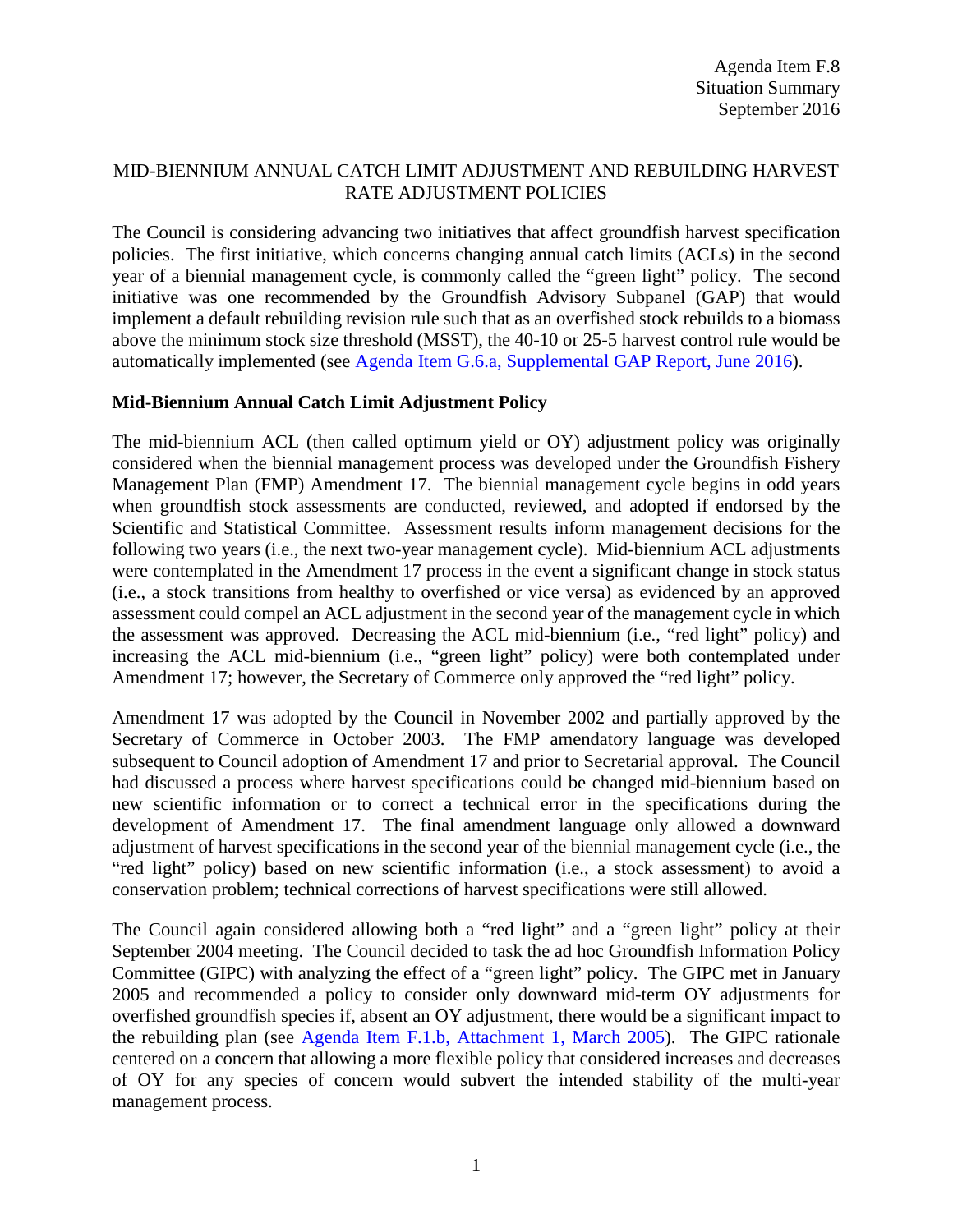Agenda Item F.8
Situation Summary
September 2016

# MID-BIENNIUM ANNUAL CATCH LIMIT ADJUSTMENT AND REBUILDING HARVEST RATE ADJUSTMENT POLICIES

The Council is considering advancing two initiatives that affect groundfish harvest specification policies. The first initiative, which concerns changing annual catch limits (ACLs) in the second year of a biennial management cycle, is commonly called the "green light" policy. The second initiative was one recommended by the Groundfish Advisory Subpanel (GAP) that would implement a default rebuilding revision rule such that as an overfished stock rebuilds to a biomass above the minimum stock size threshold (MSST), the 40-10 or 25-5 harvest control rule would be automatically implemented (see [Agenda Item G.6.a, Supplemental GAP Report, June 2016](#)).

## Mid-Biennium Annual Catch Limit Adjustment Policy

The mid-biennium ACL (then called optimum yield or OY) adjustment policy was originally considered when the biennial management process was developed under the Groundfish Fishery Management Plan (FMP) Amendment 17. The biennial management cycle begins in odd years when groundfish stock assessments are conducted, reviewed, and adopted if endorsed by the Scientific and Statistical Committee. Assessment results inform management decisions for the following two years (i.e., the next two-year management cycle). Mid-biennium ACL adjustments were contemplated in the Amendment 17 process in the event a significant change in stock status (i.e., a stock transitions from healthy to overfished or vice versa) as evidenced by an approved assessment could compel an ACL adjustment in the second year of the management cycle in which the assessment was approved. Decreasing the ACL mid-biennium (i.e., "red light" policy) and increasing the ACL mid-biennium (i.e., "green light" policy) were both contemplated under Amendment 17; however, the Secretary of Commerce only approved the "red light" policy.

Amendment 17 was adopted by the Council in November 2002 and partially approved by the Secretary of Commerce in October 2003. The FMP amendatory language was developed subsequent to Council adoption of Amendment 17 and prior to Secretarial approval. The Council had discussed a process where harvest specifications could be changed mid-biennium based on new scientific information or to correct a technical error in the specifications during the development of Amendment 17. The final amendment language only allowed a downward adjustment of harvest specifications in the second year of the biennial management cycle (i.e., the "red light" policy) based on new scientific information (i.e., a stock assessment) to avoid a conservation problem; technical corrections of harvest specifications were still allowed.

The Council again considered allowing both a "red light" and a "green light" policy at their September 2004 meeting. The Council decided to task the ad hoc Groundfish Information Policy Committee (GIPC) with analyzing the effect of a "green light" policy. The GIPC met in January 2005 and recommended a policy to consider only downward mid-term OY adjustments for overfished groundfish species if, absent an OY adjustment, there would be a significant impact to the rebuilding plan (see [Agenda Item F.1.b, Attachment 1, March 2005](#)). The GIPC rationale centered on a concern that allowing a more flexible policy that considered increases and decreases of OY for any species of concern would subvert the intended stability of the multi-year management process.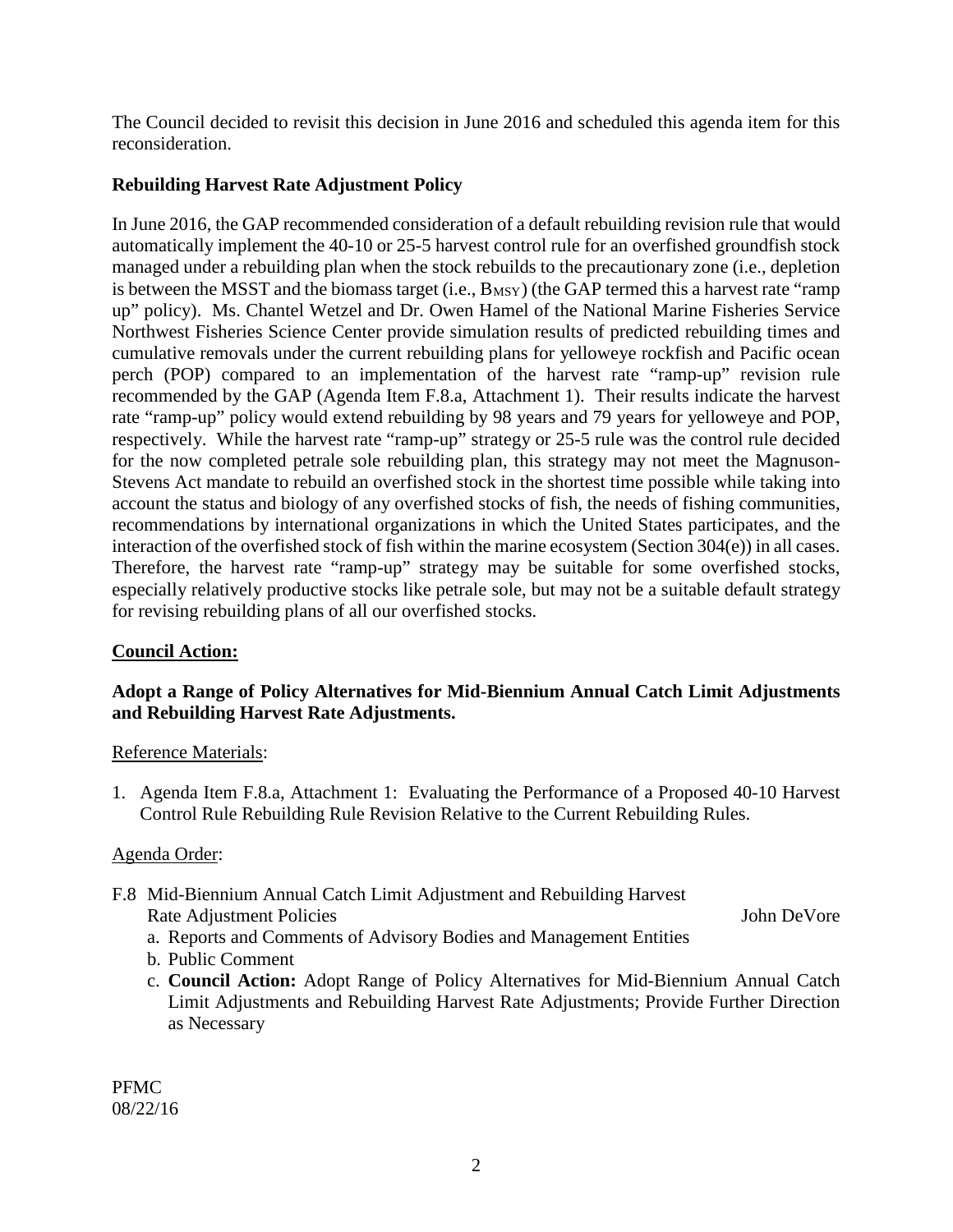The Council decided to revisit this decision in June 2016 and scheduled this agenda item for this reconsideration.

**Rebuilding Harvest Rate Adjustment Policy**

In June 2016, the GAP recommended consideration of a default rebuilding revision rule that would automatically implement the 40-10 or 25-5 harvest control rule for an overfished groundfish stock managed under a rebuilding plan when the stock rebuilds to the precautionary zone (i.e., depletion is between the MSST and the biomass target (i.e., $B_{MSY}$) (the GAP termed this a harvest rate "ramp up" policy). Ms. Chantel Wetzel and Dr. Owen Hamel of the National Marine Fisheries Service Northwest Fisheries Science Center provide simulation results of predicted rebuilding times and cumulative removals under the current rebuilding plans for yelloweye rockfish and Pacific ocean perch (POP) compared to an implementation of the harvest rate "ramp-up" revision rule recommended by the GAP (Agenda Item F.8.a, Attachment 1). Their results indicate the harvest rate "ramp-up" policy would extend rebuilding by 98 years and 79 years for yelloweye and POP, respectively. While the harvest rate "ramp-up" strategy or 25-5 rule was the control rule decided for the now completed petrale sole rebuilding plan, this strategy may not meet the Magnuson-Stevens Act mandate to rebuild an overfished stock in the shortest time possible while taking into account the status and biology of any overfished stocks of fish, the needs of fishing communities, recommendations by international organizations in which the United States participates, and the interaction of the overfished stock of fish within the marine ecosystem (Section 304(e)) in all cases. Therefore, the harvest rate "ramp-up" strategy may be suitable for some overfished stocks, especially relatively productive stocks like petrale sole, but may not be a suitable default strategy for revising rebuilding plans of all our overfished stocks.

**Council Action:**

**Adopt a Range of Policy Alternatives for Mid-Biennium Annual Catch Limit Adjustments and Rebuilding Harvest Rate Adjustments.**

Reference Materials:

1. Agenda Item F.8.a, Attachment 1: Evaluating the Performance of a Proposed 40-10 Harvest Control Rule Rebuilding Rule Revision Relative to the Current Rebuilding Rules.

Agenda Order:

F.8 Mid-Biennium Annual Catch Limit Adjustment and Rebuilding Harvest Rate Adjustment Policies — John DeVore

a. Reports and Comments of Advisory Bodies and Management Entities
b. Public Comment
c. **Council Action:** Adopt Range of Policy Alternatives for Mid-Biennium Annual Catch Limit Adjustments and Rebuilding Harvest Rate Adjustments; Provide Further Direction as Necessary

PFMC
08/22/16